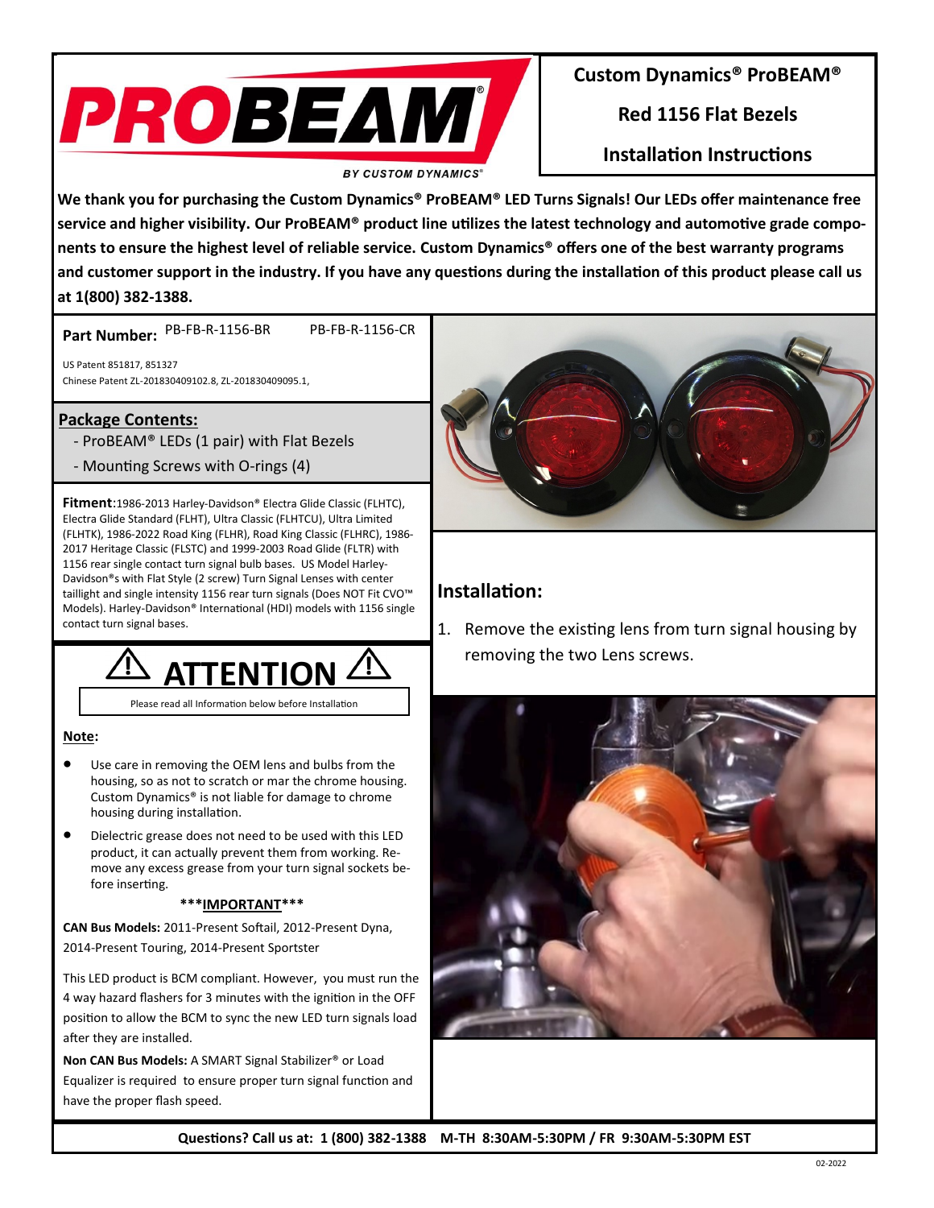# Custom Dynamics® ProBEAM®

## Red 1156 Flat Bezels

## Installation Instructions

**We thank you for purchasing the Custom Dynamics® ProBEAM® LED Turns Signals! Our LEDs offer maintenance free service and higher visibility. Our ProBEAM® product line utilizes the latest technology and automotive grade components to ensure the highest level of reliable service. Custom Dynamics® offers one of the best warranty programs and customer support in the industry. If you have any questions during the installation of this product please call us at 1(800) 382-1388.**

**Part Number:** PB-FB-R-1156-BR PB-FB-R-1156-CR

US Patent 851817, 851327
Chinese Patent ZL-201830409102.8, ZL-201830409095.1,

## Package Contents:

- ProBEAM® LEDs (1 pair) with Flat Bezels
- Mounting Screws with O-rings (4)

**Fitment**:1986-2013 Harley-Davidson® Electra Glide Classic (FLHTC), Electra Glide Standard (FLHT), Ultra Classic (FLHTCU), Ultra Limited (FLHTK), 1986-2022 Road King (FLHR), Road King Classic (FLHRC), 1986-2017 Heritage Classic (FLSTC) and 1999-2003 Road Glide (FLTR) with 1156 rear single contact turn signal bulb bases. US Model Harley-Davidson®s with Flat Style (2 screw) Turn Signal Lenses with center taillight and single intensity 1156 rear turn signals (Does NOT Fit CVO™ Models). Harley-Davidson® International (HDI) models with 1156 single contact turn signal bases.

## ⚠ ATTENTION ⚠

Please read all Information below before Installation

**Note:**

- Use care in removing the OEM lens and bulbs from the housing, so as not to scratch or mar the chrome housing. Custom Dynamics® is not liable for damage to chrome housing during installation.
- Dielectric grease does not need to be used with this LED product, it can actually prevent them from working. Remove any excess grease from your turn signal sockets before inserting.

**\*\*\*IMPORTANT\*\*\***

**CAN Bus Models:** 2011-Present Softail, 2012-Present Dyna, 2014-Present Touring, 2014-Present Sportster

This LED product is BCM compliant. However, you must run the 4 way hazard flashers for 3 minutes with the ignition in the OFF position to allow the BCM to sync the new LED turn signals load after they are installed.

**Non CAN Bus Models:** A SMART Signal Stabilizer® or Load Equalizer is required to ensure proper turn signal function and have the proper flash speed.

## Installation:

1. Remove the existing lens from turn signal housing by removing the two Lens screws.

**Questions? Call us at: 1 (800) 382-1388 M-TH 8:30AM-5:30PM / FR 9:30AM-5:30PM EST**

02-2022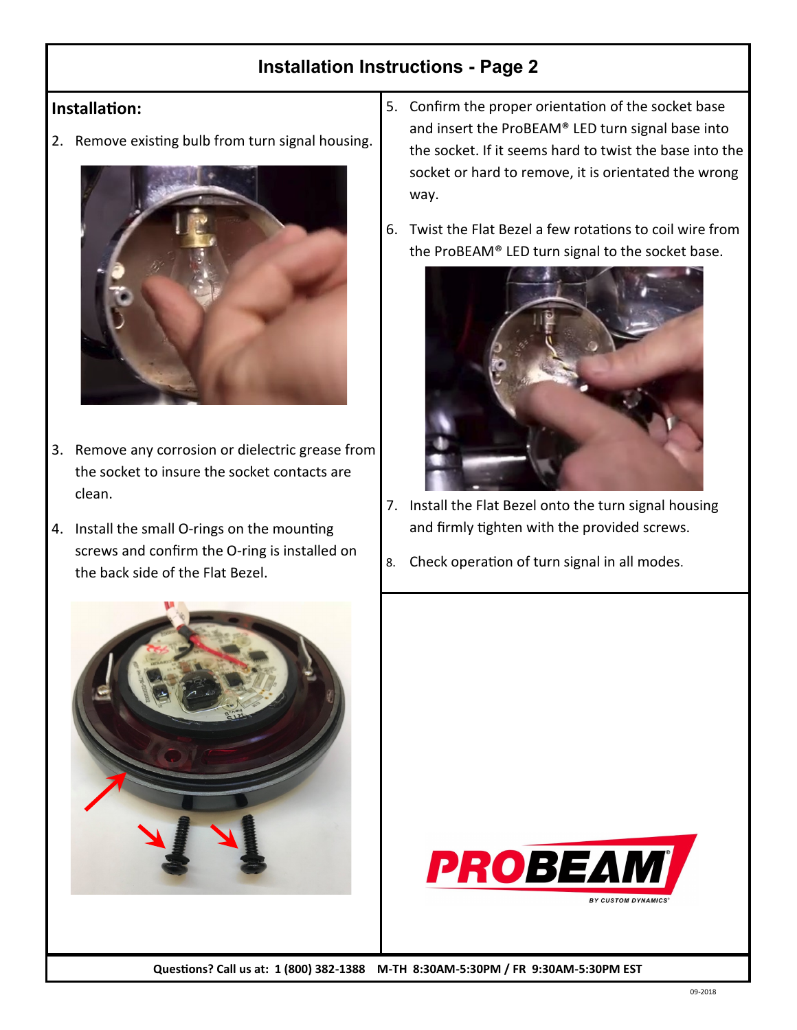# Installation Instructions - Page 2

## Installation:

2. Remove existing bulb from turn signal housing.

3. Remove any corrosion or dielectric grease from the socket to insure the socket contacts are clean.

4. Install the small O-rings on the mounting screws and confirm the O-ring is installed on the back side of the Flat Bezel.

5. Confirm the proper orientation of the socket base and insert the ProBEAM® LED turn signal base into the socket. If it seems hard to twist the base into the socket or hard to remove, it is orientated the wrong way.

6. Twist the Flat Bezel a few rotations to coil wire from the ProBEAM® LED turn signal to the socket base.

7. Install the Flat Bezel onto the turn signal housing and firmly tighten with the provided screws.

8. Check operation of turn signal in all modes.

**Questions? Call us at: 1 (800) 382-1388 M-TH 8:30AM-5:30PM / FR 9:30AM-5:30PM EST**

09-2018